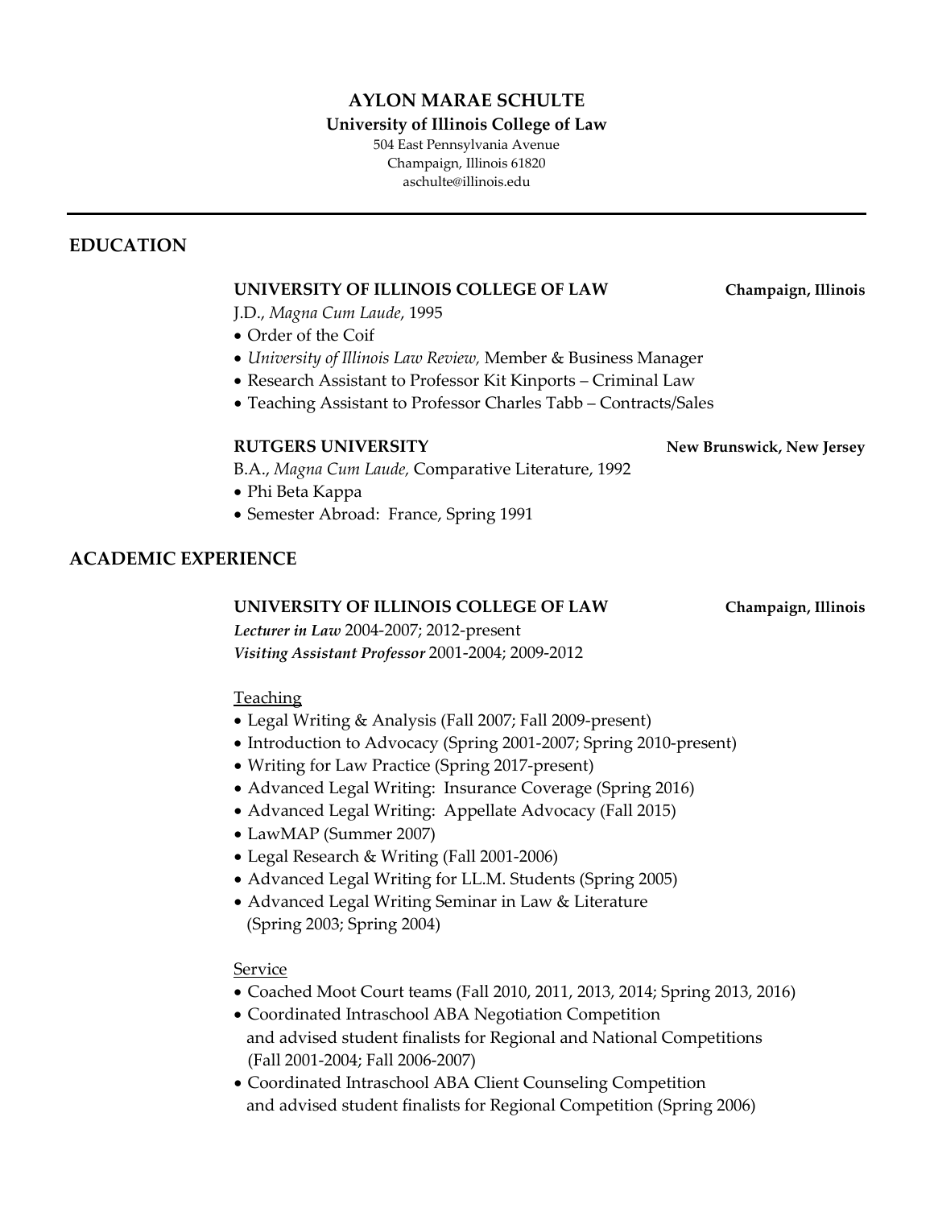# AYLON MARAE SCHULTE

**University of Illinois College of Law**

504 East Pennsylvania Avenue
Champaign, Illinois 61820
aschulte@illinois.edu

---

## EDUCATION

**UNIVERSITY OF ILLINOIS COLLEGE OF LAW** — **Champaign, Illinois**

J.D., *Magna Cum Laude*, 1995

- Order of the Coif
- *University of Illinois Law Review,* Member & Business Manager
- Research Assistant to Professor Kit Kinports – Criminal Law
- Teaching Assistant to Professor Charles Tabb – Contracts/Sales

**RUTGERS UNIVERSITY** — **New Brunswick, New Jersey**

B.A., *Magna Cum Laude,* Comparative Literature, 1992

- Phi Beta Kappa
- Semester Abroad: France, Spring 1991

## ACADEMIC EXPERIENCE

**UNIVERSITY OF ILLINOIS COLLEGE OF LAW** — **Champaign, Illinois**

***Lecturer in Law*** 2004-2007; 2012-present
***Visiting Assistant Professor*** 2001-2004; 2009-2012

Teaching

- Legal Writing & Analysis (Fall 2007; Fall 2009-present)
- Introduction to Advocacy (Spring 2001-2007; Spring 2010-present)
- Writing for Law Practice (Spring 2017-present)
- Advanced Legal Writing: Insurance Coverage (Spring 2016)
- Advanced Legal Writing: Appellate Advocacy (Fall 2015)
- LawMAP (Summer 2007)
- Legal Research & Writing (Fall 2001-2006)
- Advanced Legal Writing for LL.M. Students (Spring 2005)
- Advanced Legal Writing Seminar in Law & Literature (Spring 2003; Spring 2004)

Service

- Coached Moot Court teams (Fall 2010, 2011, 2013, 2014; Spring 2013, 2016)
- Coordinated Intraschool ABA Negotiation Competition and advised student finalists for Regional and National Competitions (Fall 2001-2004; Fall 2006-2007)
- Coordinated Intraschool ABA Client Counseling Competition and advised student finalists for Regional Competition (Spring 2006)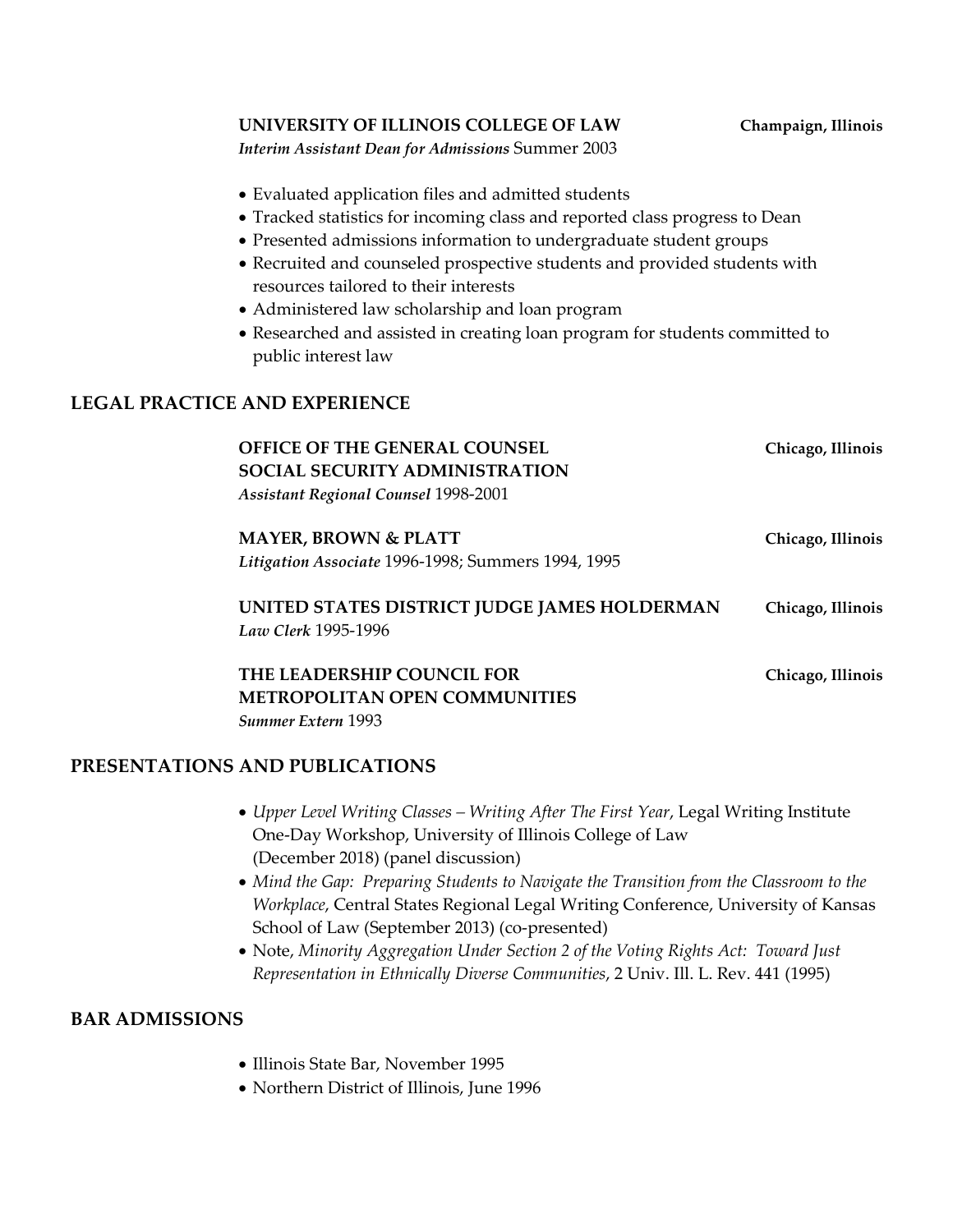**UNIVERSITY OF ILLINOIS COLLEGE OF LAW** **Champaign, Illinois**
*Interim Assistant Dean for Admissions* Summer 2003

- Evaluated application files and admitted students
- Tracked statistics for incoming class and reported class progress to Dean
- Presented admissions information to undergraduate student groups
- Recruited and counseled prospective students and provided students with resources tailored to their interests
- Administered law scholarship and loan program
- Researched and assisted in creating loan program for students committed to public interest law

## LEGAL PRACTICE AND EXPERIENCE

**OFFICE OF THE GENERAL COUNSEL** **Chicago, Illinois**
**SOCIAL SECURITY ADMINISTRATION**
*Assistant Regional Counsel* 1998-2001

**MAYER, BROWN & PLATT** **Chicago, Illinois**
*Litigation Associate* 1996-1998; Summers 1994, 1995

**UNITED STATES DISTRICT JUDGE JAMES HOLDERMAN** **Chicago, Illinois**
*Law Clerk* 1995-1996

**THE LEADERSHIP COUNCIL FOR** **Chicago, Illinois**
**METROPOLITAN OPEN COMMUNITIES**
*Summer Extern* 1993

## PRESENTATIONS AND PUBLICATIONS

- *Upper Level Writing Classes – Writing After The First Year*, Legal Writing Institute One-Day Workshop, University of Illinois College of Law (December 2018) (panel discussion)
- *Mind the Gap: Preparing Students to Navigate the Transition from the Classroom to the Workplace*, Central States Regional Legal Writing Conference, University of Kansas School of Law (September 2013) (co-presented)
- Note, *Minority Aggregation Under Section 2 of the Voting Rights Act: Toward Just Representation in Ethnically Diverse Communities*, 2 Univ. Ill. L. Rev. 441 (1995)

## BAR ADMISSIONS

- Illinois State Bar, November 1995
- Northern District of Illinois, June 1996